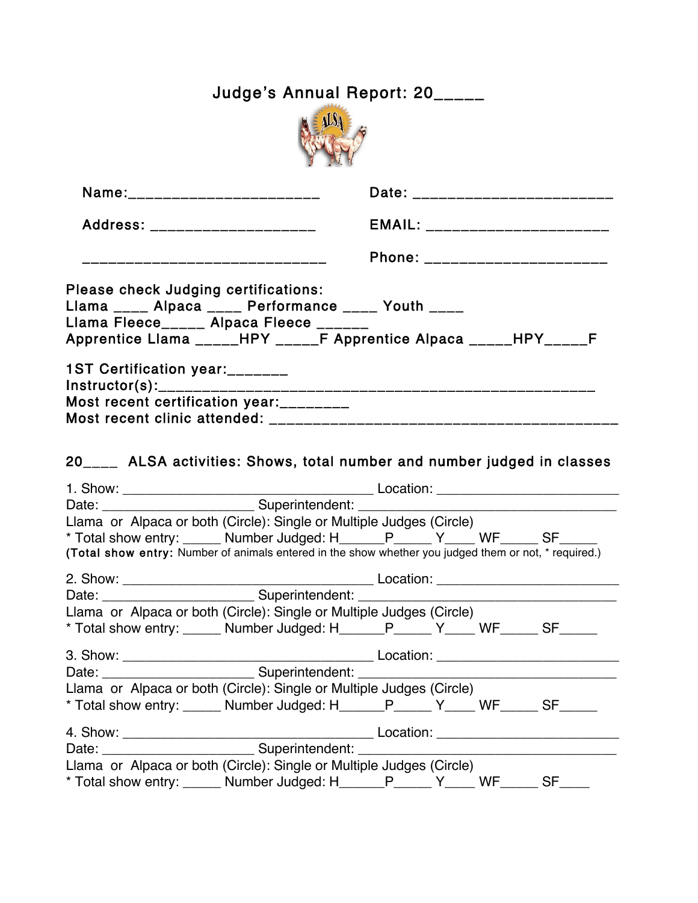# Judge's Annual Report: 20_____

Name:_______________________ Date: ________________________

Address: ____________________ EMAIL: ______________________

______________________________ Phone: ______________________

**Please check Judging certifications:**
Llama ____ Alpaca ____ Performance ____ Youth ____
Llama Fleece_____ Alpaca Fleece ______
Apprentice Llama _____HPY _____F Apprentice Alpaca _____HPY_____F

1ST Certification year:_______
Instructor(s):_________________________________________________________
Most recent certification year:________
Most recent clinic attended: __________________________________________

**20____ ALSA activities: Shows, total number and number judged in classes**

1. Show: _________________________________ Location: ________________________
Date: ____________________ Superintendent: ___________________________________
Llama or Alpaca or both (Circle): Single or Multiple Judges (Circle)
\* Total show entry: _____ Number Judged: H______P_____ Y____ WF_____ SF_____
(**Total show entry:** Number of animals entered in the show whether you judged them or not, \* required.)

2. Show: _________________________________ Location: ________________________
Date: ____________________ Superintendent: ___________________________________
Llama or Alpaca or both (Circle): Single or Multiple Judges (Circle)
\* Total show entry: _____ Number Judged: H______P_____ Y____ WF_____ SF_____

3. Show: _________________________________ Location: ________________________
Date: ____________________ Superintendent: ___________________________________
Llama or Alpaca or both (Circle): Single or Multiple Judges (Circle)
\* Total show entry: _____ Number Judged: H______P_____ Y____ WF_____ SF_____

4. Show: _________________________________ Location: ________________________
Date: ____________________ Superintendent: ___________________________________
Llama or Alpaca or both (Circle): Single or Multiple Judges (Circle)
\* Total show entry: _____ Number Judged: H______P_____ Y____ WF_____ SF____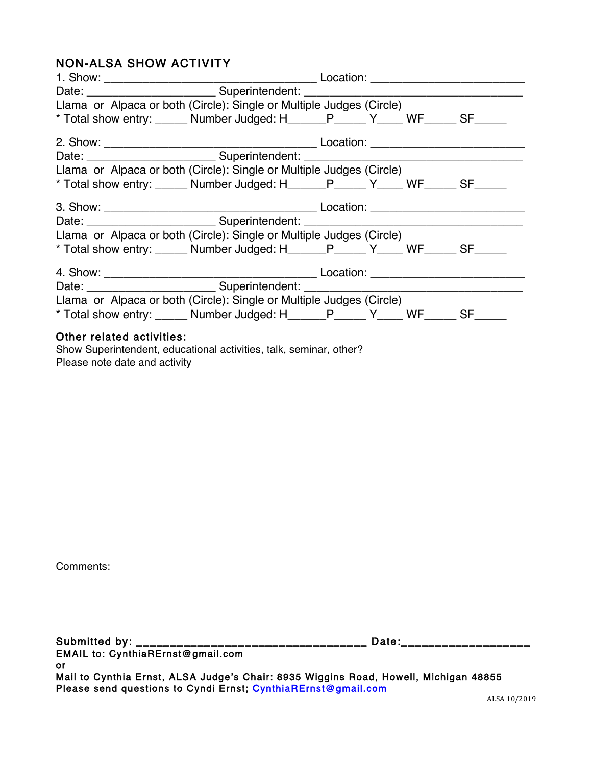## NON-ALSA SHOW ACTIVITY

1. Show: ________________________________ Location: ________________________
Date: ____________________ Superintendent: ___________________________________
Llama or Alpaca or both (Circle): Single or Multiple Judges (Circle)
* Total show entry: _____ Number Judged: H______P_____ Y____ WF_____ SF_____

2. Show: ________________________________ Location: ________________________
Date: ____________________ Superintendent: ___________________________________
Llama or Alpaca or both (Circle): Single or Multiple Judges (Circle)
* Total show entry: _____ Number Judged: H______P_____ Y____ WF_____ SF_____

3. Show: ________________________________ Location: ________________________
Date: ____________________ Superintendent: ___________________________________
Llama or Alpaca or both (Circle): Single or Multiple Judges (Circle)
* Total show entry: _____ Number Judged: H______P_____ Y____ WF_____ SF_____

4. Show: ________________________________ Location: ________________________
Date: ____________________ Superintendent: ___________________________________
Llama or Alpaca or both (Circle): Single or Multiple Judges (Circle)
* Total show entry: _____ Number Judged: H______P_____ Y____ WF_____ SF_____

### Other related activities:

Show Superintendent, educational activities, talk, seminar, other?
Please note date and activity

Comments:

**Submitted by: ____________________________________ Date:___________________**
**EMAIL to: CynthiaRErnst@gmail.com**
**or**
**Mail to Cynthia Ernst, ALSA Judge's Chair: 8935 Wiggins Road, Howell, Michigan 48855**
**Please send questions to Cyndi Ernst; CynthiaRErnst@gmail.com**

ALSA 10/2019